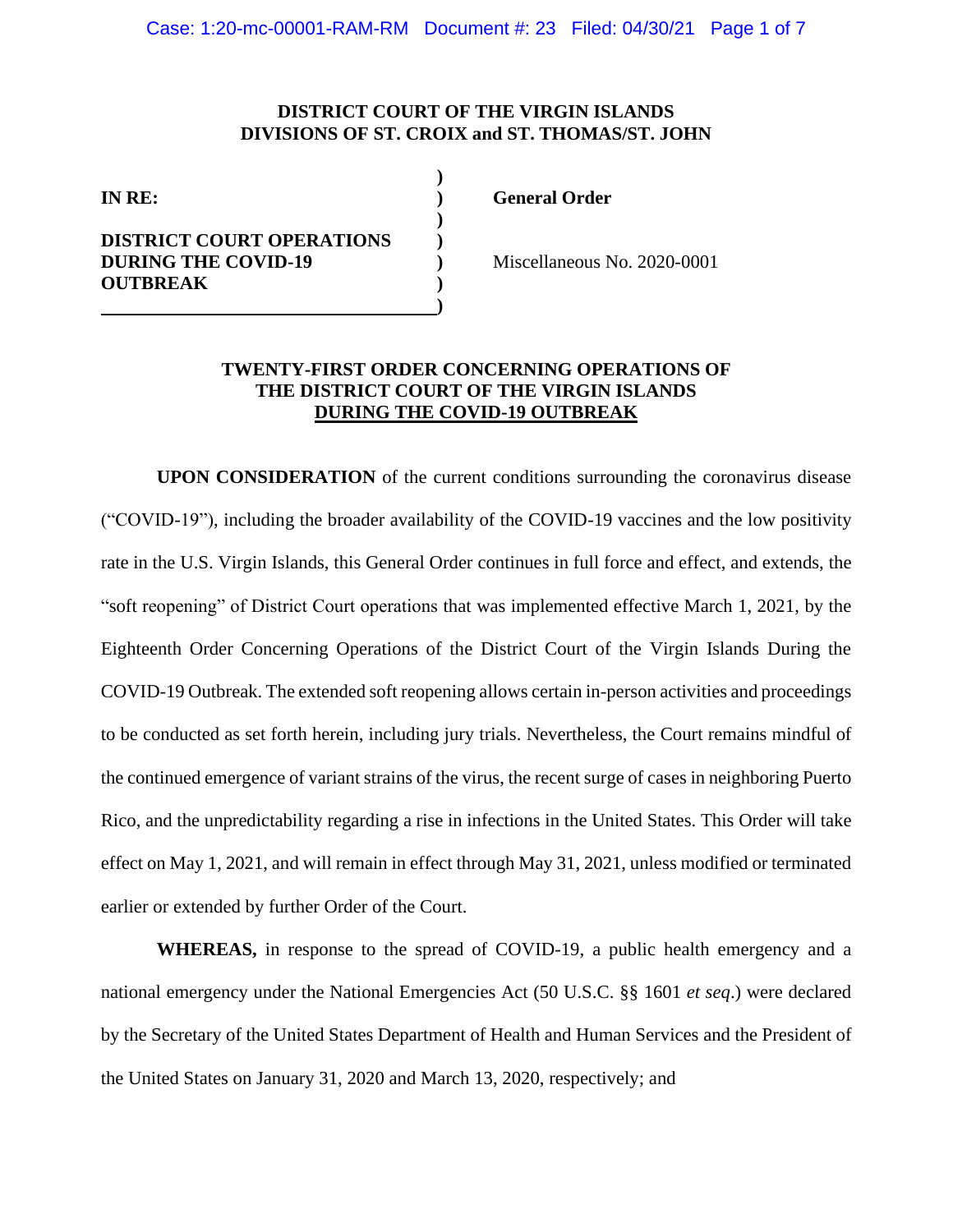**DISTRICT COURT OF THE VIRGIN ISLANDS**
**DIVISIONS OF ST. CROIX and ST. THOMAS/ST. JOHN**

| | | |
|---|---|---|
| **IN RE:** | ) | **General Order** |
| | ) | |
| **DISTRICT COURT OPERATIONS DURING THE COVID-19 OUTBREAK** | ) | Miscellaneous No. 2020-0001 |

## TWENTY-FIRST ORDER CONCERNING OPERATIONS OF THE DISTRICT COURT OF THE VIRGIN ISLANDS DURING THE COVID-19 OUTBREAK

**UPON CONSIDERATION** of the current conditions surrounding the coronavirus disease ("COVID-19"), including the broader availability of the COVID-19 vaccines and the low positivity rate in the U.S. Virgin Islands, this General Order continues in full force and effect, and extends, the "soft reopening" of District Court operations that was implemented effective March 1, 2021, by the Eighteenth Order Concerning Operations of the District Court of the Virgin Islands During the COVID-19 Outbreak. The extended soft reopening allows certain in-person activities and proceedings to be conducted as set forth herein, including jury trials. Nevertheless, the Court remains mindful of the continued emergence of variant strains of the virus, the recent surge of cases in neighboring Puerto Rico, and the unpredictability regarding a rise in infections in the United States. This Order will take effect on May 1, 2021, and will remain in effect through May 31, 2021, unless modified or terminated earlier or extended by further Order of the Court.

**WHEREAS,** in response to the spread of COVID-19, a public health emergency and a national emergency under the National Emergencies Act (50 U.S.C. §§ 1601 *et seq*.) were declared by the Secretary of the United States Department of Health and Human Services and the President of the United States on January 31, 2020 and March 13, 2020, respectively; and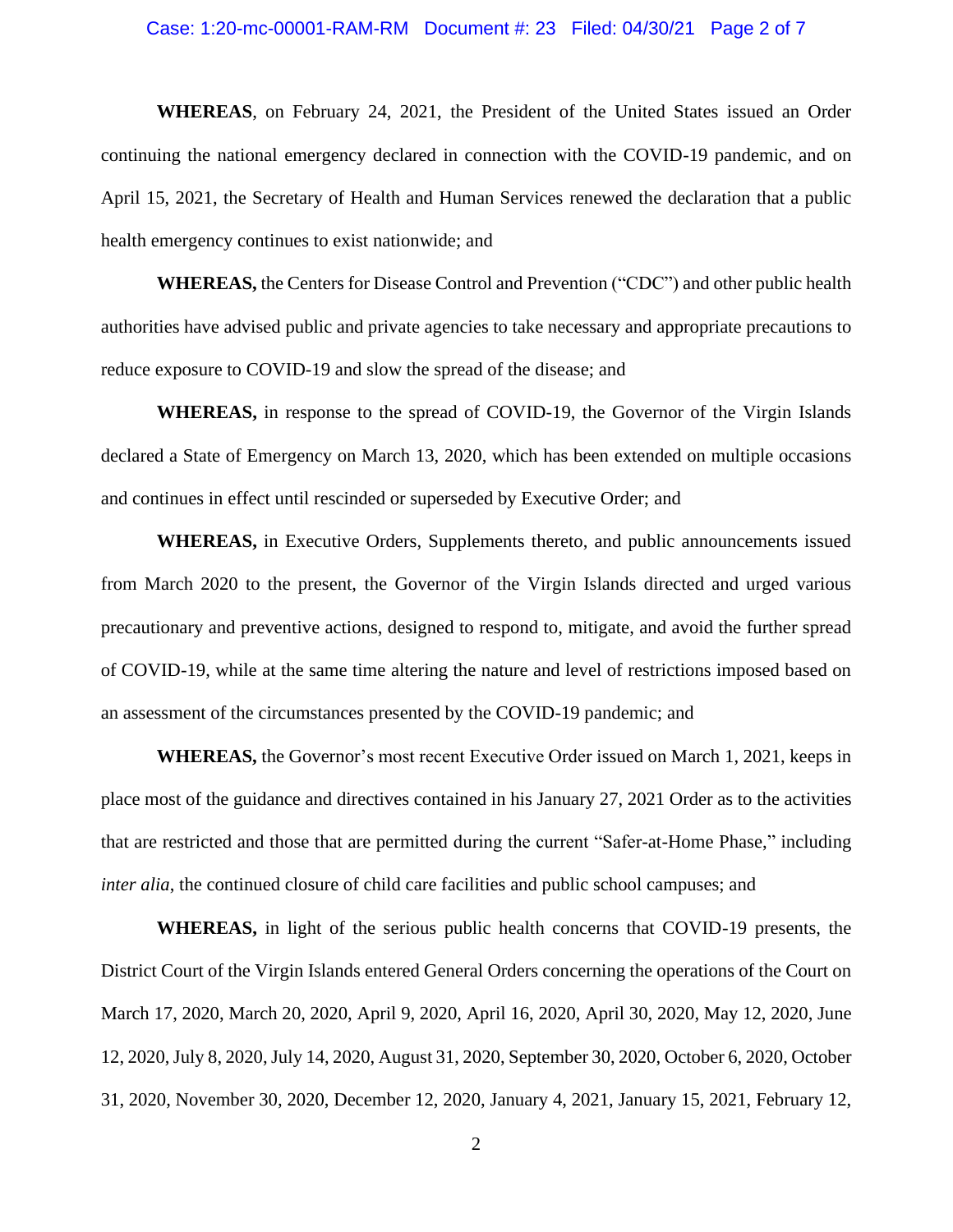**WHEREAS**, on February 24, 2021, the President of the United States issued an Order continuing the national emergency declared in connection with the COVID-19 pandemic, and on April 15, 2021, the Secretary of Health and Human Services renewed the declaration that a public health emergency continues to exist nationwide; and

**WHEREAS,** the Centers for Disease Control and Prevention ("CDC") and other public health authorities have advised public and private agencies to take necessary and appropriate precautions to reduce exposure to COVID-19 and slow the spread of the disease; and

**WHEREAS,** in response to the spread of COVID-19, the Governor of the Virgin Islands declared a State of Emergency on March 13, 2020, which has been extended on multiple occasions and continues in effect until rescinded or superseded by Executive Order; and

**WHEREAS,** in Executive Orders, Supplements thereto, and public announcements issued from March 2020 to the present, the Governor of the Virgin Islands directed and urged various precautionary and preventive actions, designed to respond to, mitigate, and avoid the further spread of COVID-19, while at the same time altering the nature and level of restrictions imposed based on an assessment of the circumstances presented by the COVID-19 pandemic; and

**WHEREAS,** the Governor's most recent Executive Order issued on March 1, 2021, keeps in place most of the guidance and directives contained in his January 27, 2021 Order as to the activities that are restricted and those that are permitted during the current "Safer-at-Home Phase," including *inter alia*, the continued closure of child care facilities and public school campuses; and

**WHEREAS,** in light of the serious public health concerns that COVID-19 presents, the District Court of the Virgin Islands entered General Orders concerning the operations of the Court on March 17, 2020, March 20, 2020, April 9, 2020, April 16, 2020, April 30, 2020, May 12, 2020, June 12, 2020, July 8, 2020, July 14, 2020, August 31, 2020, September 30, 2020, October 6, 2020, October 31, 2020, November 30, 2020, December 12, 2020, January 4, 2021, January 15, 2021, February 12,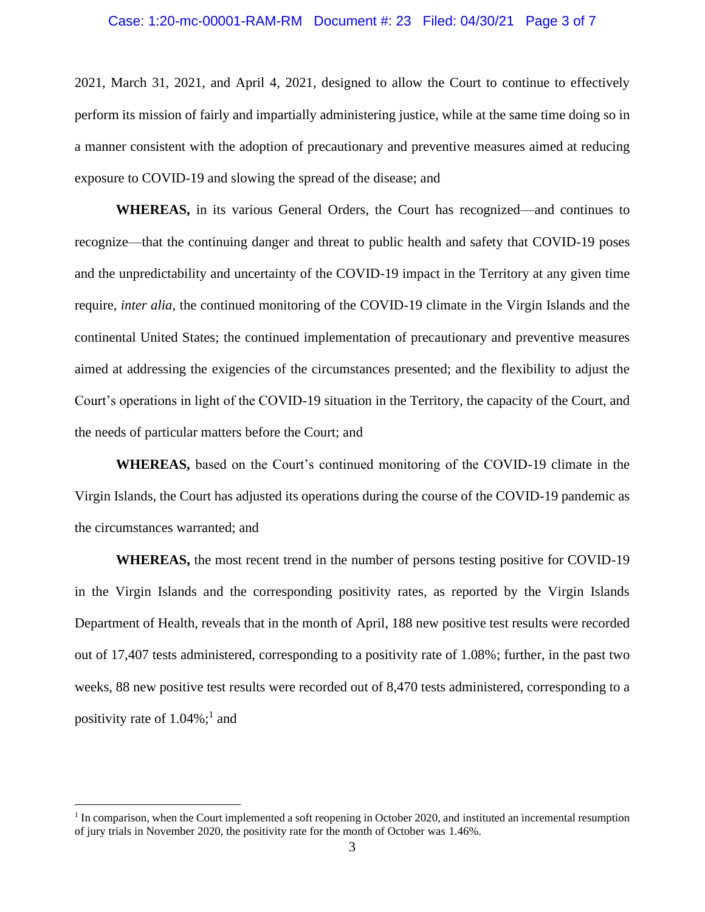2021, March 31, 2021, and April 4, 2021, designed to allow the Court to continue to effectively perform its mission of fairly and impartially administering justice, while at the same time doing so in a manner consistent with the adoption of precautionary and preventive measures aimed at reducing exposure to COVID-19 and slowing the spread of the disease; and

**WHEREAS,** in its various General Orders, the Court has recognized—and continues to recognize—that the continuing danger and threat to public health and safety that COVID-19 poses and the unpredictability and uncertainty of the COVID-19 impact in the Territory at any given time require, *inter alia*, the continued monitoring of the COVID-19 climate in the Virgin Islands and the continental United States; the continued implementation of precautionary and preventive measures aimed at addressing the exigencies of the circumstances presented; and the flexibility to adjust the Court's operations in light of the COVID-19 situation in the Territory, the capacity of the Court, and the needs of particular matters before the Court; and

**WHEREAS,** based on the Court's continued monitoring of the COVID-19 climate in the Virgin Islands, the Court has adjusted its operations during the course of the COVID-19 pandemic as the circumstances warranted; and

**WHEREAS,** the most recent trend in the number of persons testing positive for COVID-19 in the Virgin Islands and the corresponding positivity rates, as reported by the Virgin Islands Department of Health, reveals that in the month of April, 188 new positive test results were recorded out of 17,407 tests administered, corresponding to a positivity rate of 1.08%; further, in the past two weeks, 88 new positive test results were recorded out of 8,470 tests administered, corresponding to a positivity rate of 1.04%;[1] and

[1] In comparison, when the Court implemented a soft reopening in October 2020, and instituted an incremental resumption of jury trials in November 2020, the positivity rate for the month of October was 1.46%.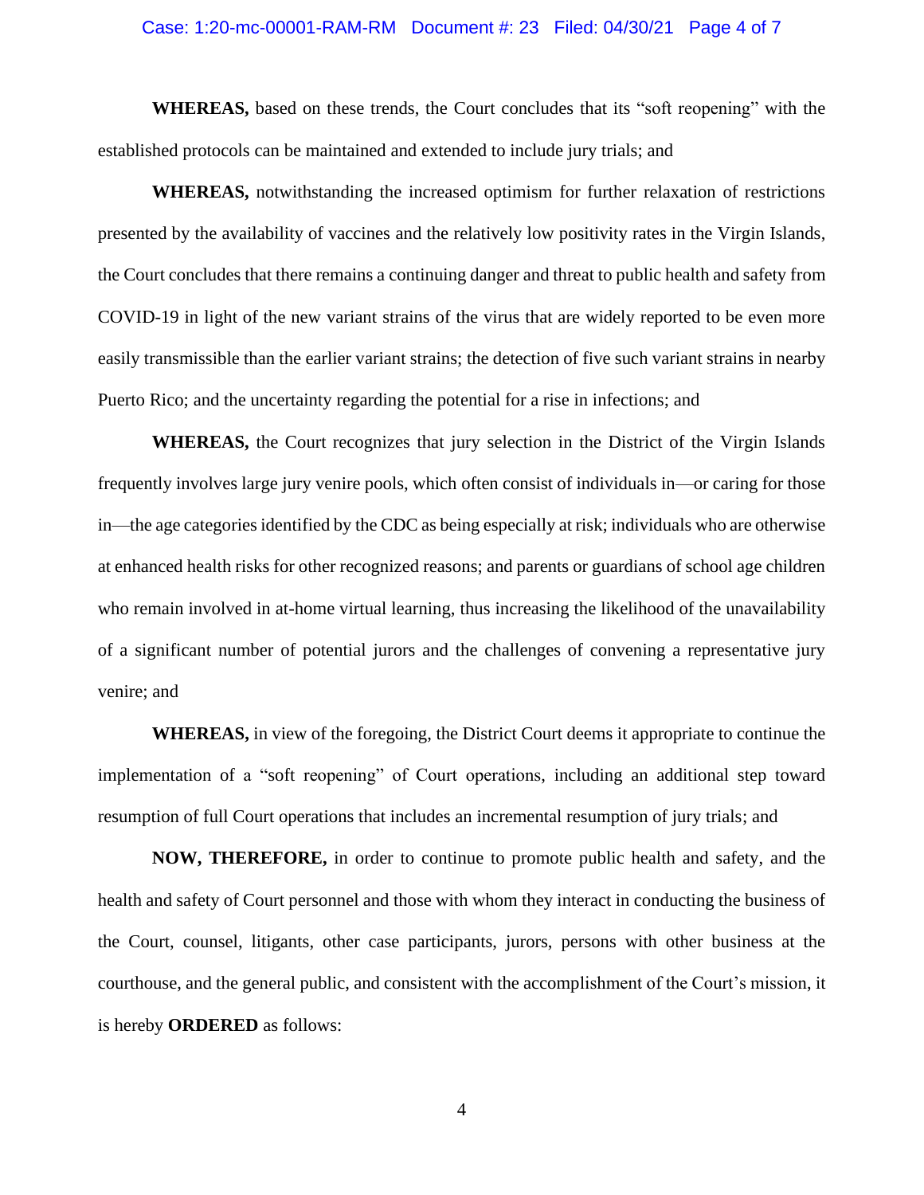**WHEREAS,** based on these trends, the Court concludes that its "soft reopening" with the established protocols can be maintained and extended to include jury trials; and

**WHEREAS,** notwithstanding the increased optimism for further relaxation of restrictions presented by the availability of vaccines and the relatively low positivity rates in the Virgin Islands, the Court concludes that there remains a continuing danger and threat to public health and safety from COVID-19 in light of the new variant strains of the virus that are widely reported to be even more easily transmissible than the earlier variant strains; the detection of five such variant strains in nearby Puerto Rico; and the uncertainty regarding the potential for a rise in infections; and

**WHEREAS,** the Court recognizes that jury selection in the District of the Virgin Islands frequently involves large jury venire pools, which often consist of individuals in—or caring for those in—the age categories identified by the CDC as being especially at risk; individuals who are otherwise at enhanced health risks for other recognized reasons; and parents or guardians of school age children who remain involved in at-home virtual learning, thus increasing the likelihood of the unavailability of a significant number of potential jurors and the challenges of convening a representative jury venire; and

**WHEREAS,** in view of the foregoing, the District Court deems it appropriate to continue the implementation of a "soft reopening" of Court operations, including an additional step toward resumption of full Court operations that includes an incremental resumption of jury trials; and

**NOW, THEREFORE,** in order to continue to promote public health and safety, and the health and safety of Court personnel and those with whom they interact in conducting the business of the Court, counsel, litigants, other case participants, jurors, persons with other business at the courthouse, and the general public, and consistent with the accomplishment of the Court's mission, it is hereby **ORDERED** as follows: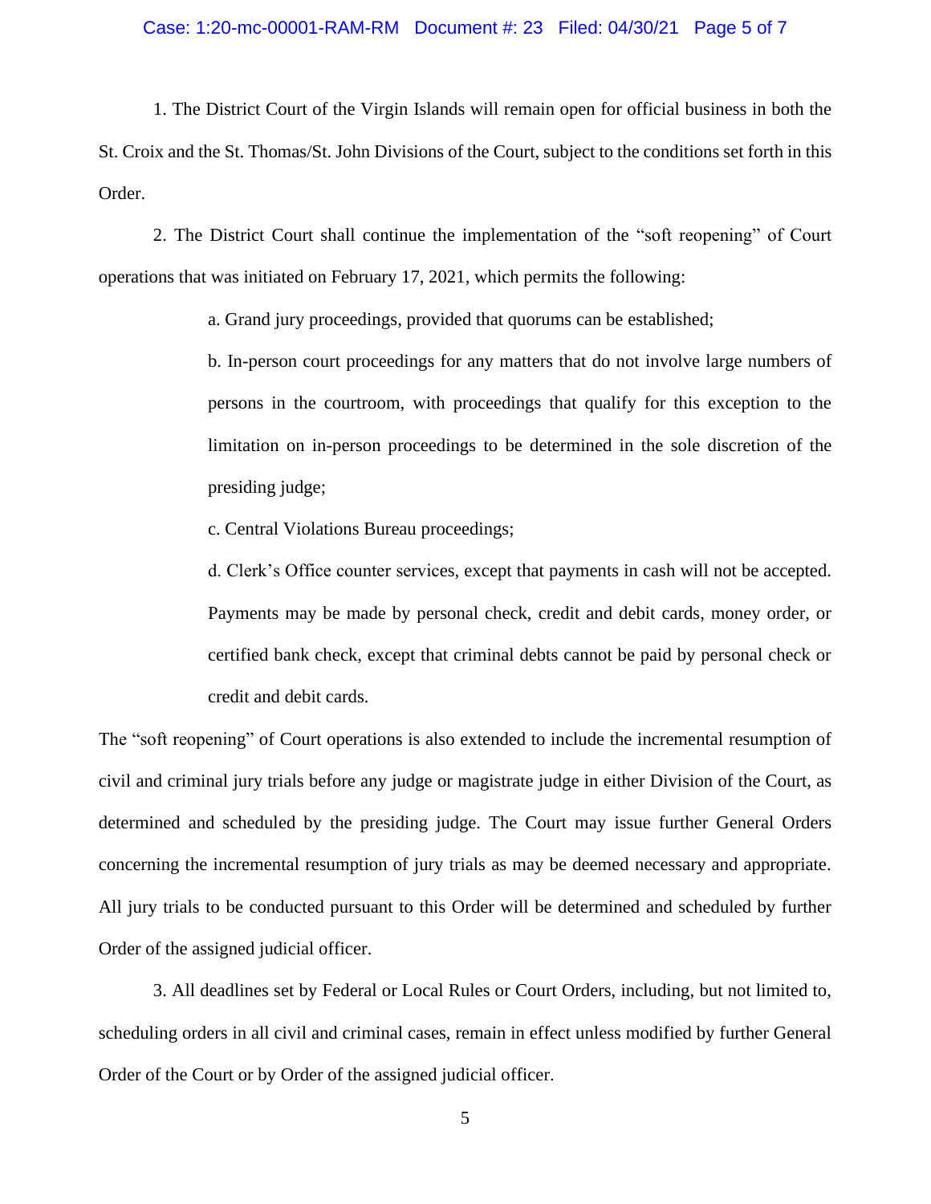1. The District Court of the Virgin Islands will remain open for official business in both the St. Croix and the St. Thomas/St. John Divisions of the Court, subject to the conditions set forth in this Order.

2. The District Court shall continue the implementation of the "soft reopening" of Court operations that was initiated on February 17, 2021, which permits the following:

> a. Grand jury proceedings, provided that quorums can be established;
>
> b. In-person court proceedings for any matters that do not involve large numbers of persons in the courtroom, with proceedings that qualify for this exception to the limitation on in-person proceedings to be determined in the sole discretion of the presiding judge;
>
> c. Central Violations Bureau proceedings;
>
> d. Clerk's Office counter services, except that payments in cash will not be accepted. Payments may be made by personal check, credit and debit cards, money order, or certified bank check, except that criminal debts cannot be paid by personal check or credit and debit cards.

The "soft reopening" of Court operations is also extended to include the incremental resumption of civil and criminal jury trials before any judge or magistrate judge in either Division of the Court, as determined and scheduled by the presiding judge. The Court may issue further General Orders concerning the incremental resumption of jury trials as may be deemed necessary and appropriate. All jury trials to be conducted pursuant to this Order will be determined and scheduled by further Order of the assigned judicial officer.

3. All deadlines set by Federal or Local Rules or Court Orders, including, but not limited to, scheduling orders in all civil and criminal cases, remain in effect unless modified by further General Order of the Court or by Order of the assigned judicial officer.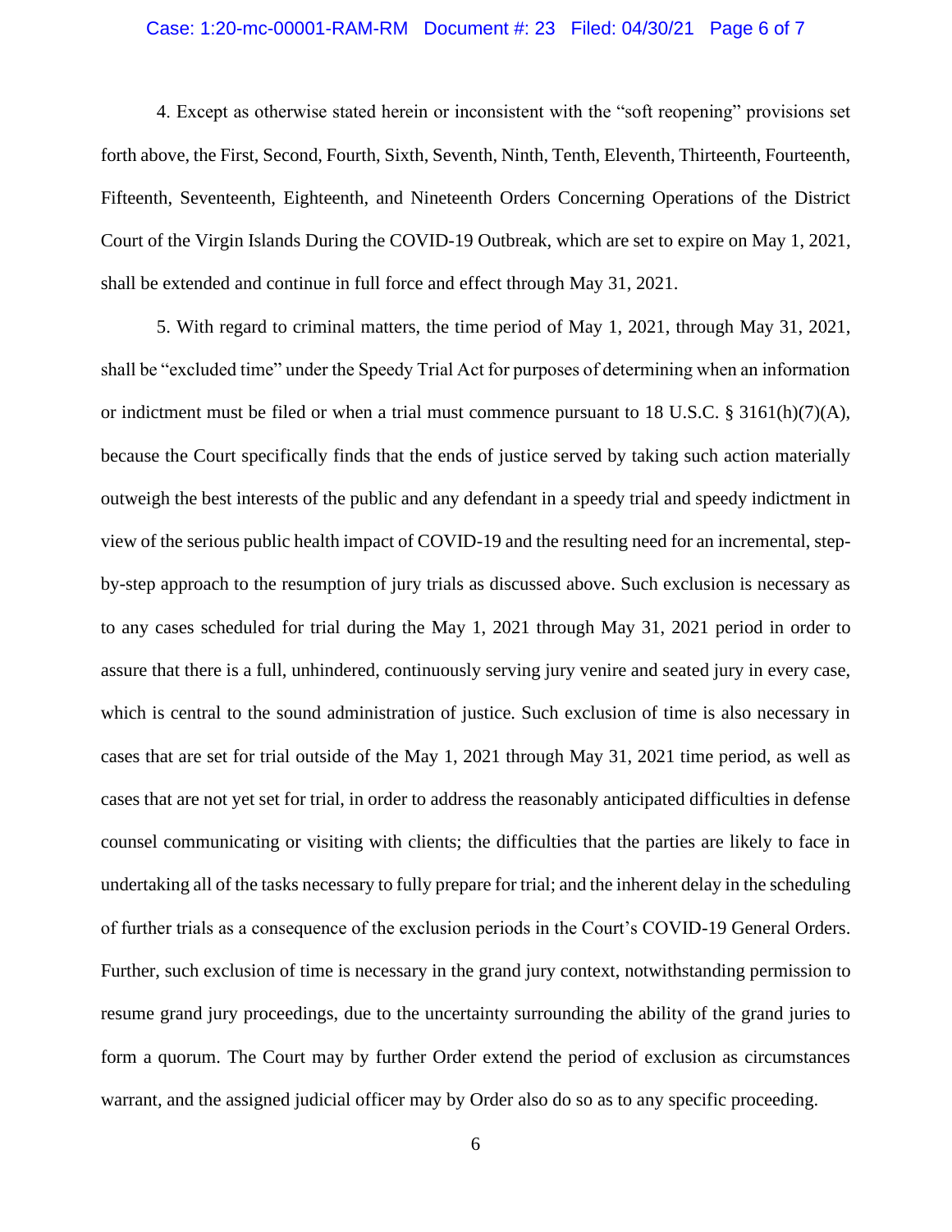4. Except as otherwise stated herein or inconsistent with the "soft reopening" provisions set forth above, the First, Second, Fourth, Sixth, Seventh, Ninth, Tenth, Eleventh, Thirteenth, Fourteenth, Fifteenth, Seventeenth, Eighteenth, and Nineteenth Orders Concerning Operations of the District Court of the Virgin Islands During the COVID-19 Outbreak, which are set to expire on May 1, 2021, shall be extended and continue in full force and effect through May 31, 2021.

5. With regard to criminal matters, the time period of May 1, 2021, through May 31, 2021, shall be "excluded time" under the Speedy Trial Act for purposes of determining when an information or indictment must be filed or when a trial must commence pursuant to 18 U.S.C. § 3161(h)(7)(A), because the Court specifically finds that the ends of justice served by taking such action materially outweigh the best interests of the public and any defendant in a speedy trial and speedy indictment in view of the serious public health impact of COVID-19 and the resulting need for an incremental, step-by-step approach to the resumption of jury trials as discussed above. Such exclusion is necessary as to any cases scheduled for trial during the May 1, 2021 through May 31, 2021 period in order to assure that there is a full, unhindered, continuously serving jury venire and seated jury in every case, which is central to the sound administration of justice. Such exclusion of time is also necessary in cases that are set for trial outside of the May 1, 2021 through May 31, 2021 time period, as well as cases that are not yet set for trial, in order to address the reasonably anticipated difficulties in defense counsel communicating or visiting with clients; the difficulties that the parties are likely to face in undertaking all of the tasks necessary to fully prepare for trial; and the inherent delay in the scheduling of further trials as a consequence of the exclusion periods in the Court's COVID-19 General Orders. Further, such exclusion of time is necessary in the grand jury context, notwithstanding permission to resume grand jury proceedings, due to the uncertainty surrounding the ability of the grand juries to form a quorum. The Court may by further Order extend the period of exclusion as circumstances warrant, and the assigned judicial officer may by Order also do so as to any specific proceeding.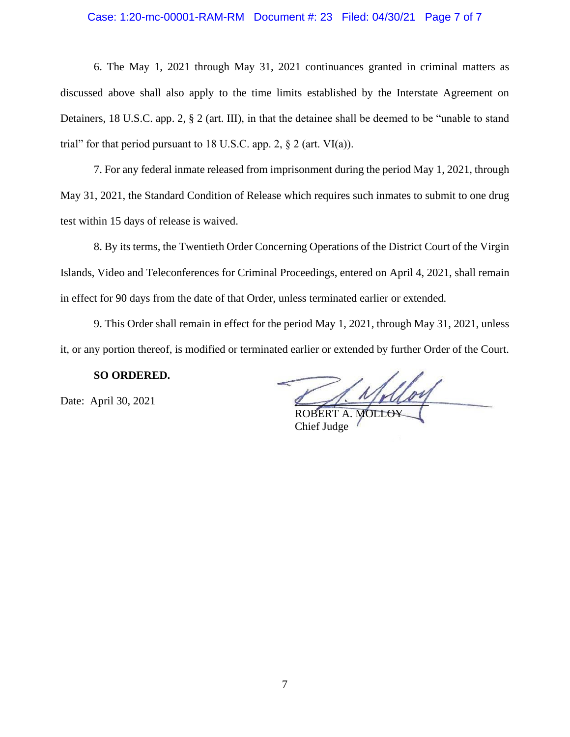6. The May 1, 2021 through May 31, 2021 continuances granted in criminal matters as discussed above shall also apply to the time limits established by the Interstate Agreement on Detainers, 18 U.S.C. app. 2, § 2 (art. III), in that the detainee shall be deemed to be "unable to stand trial" for that period pursuant to 18 U.S.C. app. 2, § 2 (art. VI(a)).

7. For any federal inmate released from imprisonment during the period May 1, 2021, through May 31, 2021, the Standard Condition of Release which requires such inmates to submit to one drug test within 15 days of release is waived.

8. By its terms, the Twentieth Order Concerning Operations of the District Court of the Virgin Islands, Video and Teleconferences for Criminal Proceedings, entered on April 4, 2021, shall remain in effect for 90 days from the date of that Order, unless terminated earlier or extended.

9. This Order shall remain in effect for the period May 1, 2021, through May 31, 2021, unless it, or any portion thereof, is modified or terminated earlier or extended by further Order of the Court.

**SO ORDERED.**

Date: April 30, 2021

ROBERT A. MOLLOY
Chief Judge